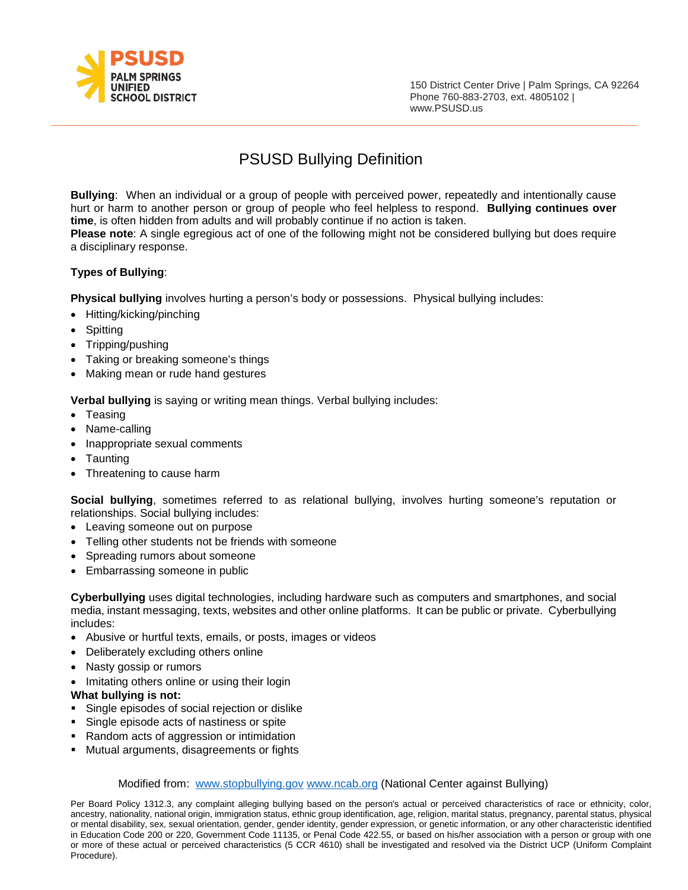PSUSD
PALM SPRINGS
UNIFIED
SCHOOL DISTRICT

150 District Center Drive | Palm Springs, CA 92264
Phone 760-883-2703, ext. 4805102 |
www.PSUSD.us

# PSUSD Bullying Definition

**Bullying**: When an individual or a group of people with perceived power, repeatedly and intentionally cause hurt or harm to another person or group of people who feel helpless to respond. **Bullying continues over time**, is often hidden from adults and will probably continue if no action is taken.
**Please note**: A single egregious act of one of the following might not be considered bullying but does require a disciplinary response.

**Types of Bullying**:

**Physical bullying** involves hurting a person's body or possessions. Physical bullying includes:

- Hitting/kicking/pinching
- Spitting
- Tripping/pushing
- Taking or breaking someone's things
- Making mean or rude hand gestures

**Verbal bullying** is saying or writing mean things. Verbal bullying includes:

- Teasing
- Name-calling
- Inappropriate sexual comments
- Taunting
- Threatening to cause harm

**Social bullying**, sometimes referred to as relational bullying, involves hurting someone's reputation or relationships. Social bullying includes:

- Leaving someone out on purpose
- Telling other students not be friends with someone
- Spreading rumors about someone
- Embarrassing someone in public

**Cyberbullying** uses digital technologies, including hardware such as computers and smartphones, and social media, instant messaging, texts, websites and other online platforms. It can be public or private. Cyberbullying includes:

- Abusive or hurtful texts, emails, or posts, images or videos
- Deliberately excluding others online
- Nasty gossip or rumors
- Imitating others online or using their login

**What bullying is not:**

- Single episodes of social rejection or dislike
- Single episode acts of nastiness or spite
- Random acts of aggression or intimidation
- Mutual arguments, disagreements or fights

Modified from: www.stopbullying.gov www.ncab.org (National Center against Bullying)

Per Board Policy 1312.3, any complaint alleging bullying based on the person's actual or perceived characteristics of race or ethnicity, color, ancestry, nationality, national origin, immigration status, ethnic group identification, age, religion, marital status, pregnancy, parental status, physical or mental disability, sex, sexual orientation, gender, gender identity, gender expression, or genetic information, or any other characteristic identified in Education Code 200 or 220, Government Code 11135, or Penal Code 422.55, or based on his/her association with a person or group with one or more of these actual or perceived characteristics (5 CCR 4610) shall be investigated and resolved via the District UCP (Uniform Complaint Procedure).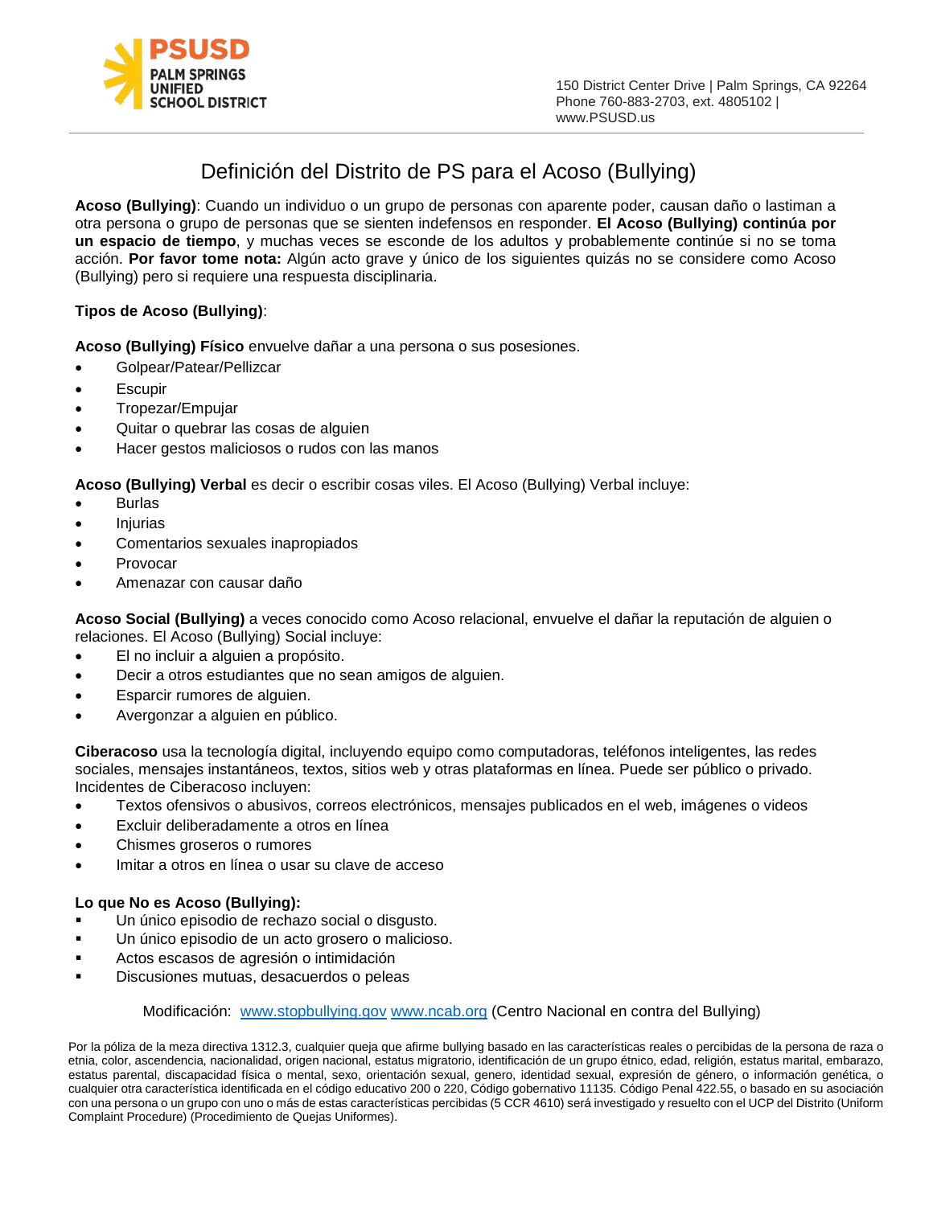PSUSD
PALM SPRINGS UNIFIED SCHOOL DISTRICT

150 District Center Drive | Palm Springs, CA 92264
Phone 760-883-2703, ext. 4805102 |
www.PSUSD.us

# Definición del Distrito de PS para el Acoso (Bullying)

**Acoso (Bullying)**: Cuando un individuo o un grupo de personas con aparente poder, causan daño o lastiman a otra persona o grupo de personas que se sienten indefensos en responder. **El Acoso (Bullying) continúa por un espacio de tiempo**, y muchas veces se esconde de los adultos y probablemente continúe si no se toma acción. **Por favor tome nota:** Algún acto grave y único de los siguientes quizás no se considere como Acoso (Bullying) pero si requiere una respuesta disciplinaria.

**Tipos de Acoso (Bullying)**:

**Acoso (Bullying) Físico** envuelve dañar a una persona o sus posesiones.

- Golpear/Patear/Pellizcar
- Escupir
- Tropezar/Empujar
- Quitar o quebrar las cosas de alguien
- Hacer gestos maliciosos o rudos con las manos

**Acoso (Bullying) Verbal** es decir o escribir cosas viles. El Acoso (Bullying) Verbal incluye:

- Burlas
- Injurias
- Comentarios sexuales inapropiados
- Provocar
- Amenazar con causar daño

**Acoso Social (Bullying)** a veces conocido como Acoso relacional, envuelve el dañar la reputación de alguien o relaciones. El Acoso (Bullying) Social incluye:

- El no incluir a alguien a propósito.
- Decir a otros estudiantes que no sean amigos de alguien.
- Esparcir rumores de alguien.
- Avergonzar a alguien en público.

**Ciberacoso** usa la tecnología digital, incluyendo equipo como computadoras, teléfonos inteligentes, las redes sociales, mensajes instantáneos, textos, sitios web y otras plataformas en línea. Puede ser público o privado. Incidentes de Ciberacoso incluyen:

- Textos ofensivos o abusivos, correos electrónicos, mensajes publicados en el web, imágenes o videos
- Excluir deliberadamente a otros en línea
- Chismes groseros o rumores
- Imitar a otros en línea o usar su clave de acceso

**Lo que No es Acoso (Bullying):**

- Un único episodio de rechazo social o disgusto.
- Un único episodio de un acto grosero o malicioso.
- Actos escasos de agresión o intimidación
- Discusiones mutuas, desacuerdos o peleas

Modificación: www.stopbullying.gov www.ncab.org (Centro Nacional en contra del Bullying)

Por la póliza de la meza directiva 1312.3, cualquier queja que afirme bullying basado en las características reales o percibidas de la persona de raza o etnia, color, ascendencia, nacionalidad, origen nacional, estatus migratorio, identificación de un grupo étnico, edad, religión, estatus marital, embarazo, estatus parental, discapacidad física o mental, sexo, orientación sexual, genero, identidad sexual, expresión de género, o información genética, o cualquier otra característica identificada en el código educativo 200 o 220, Código gobernativo 11135. Código Penal 422.55, o basado en su asociación con una persona o un grupo con uno o más de estas características percibidas (5 CCR 4610) será investigado y resuelto con el UCP del Distrito (Uniform Complaint Procedure) (Procedimiento de Quejas Uniformes).